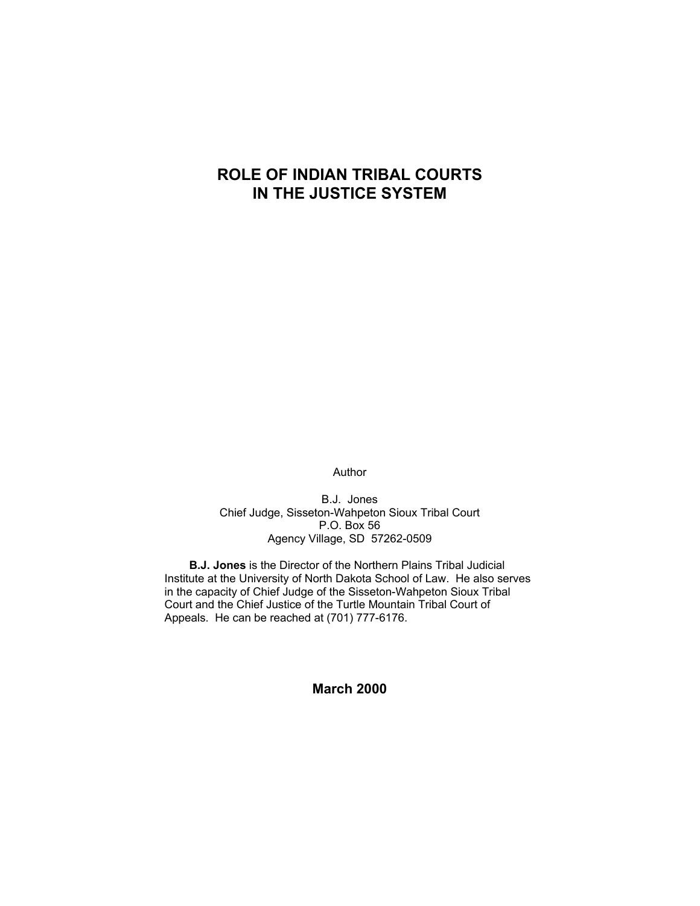# ROLE OF INDIAN TRIBAL COURTS IN THE JUSTICE SYSTEM

Author

B.J. Jones
Chief Judge, Sisseton-Wahpeton Sioux Tribal Court
P.O. Box 56
Agency Village, SD 57262-0509

**B.J. Jones** is the Director of the Northern Plains Tribal Judicial Institute at the University of North Dakota School of Law. He also serves in the capacity of Chief Judge of the Sisseton-Wahpeton Sioux Tribal Court and the Chief Justice of the Turtle Mountain Tribal Court of Appeals. He can be reached at (701) 777-6176.

**March 2000**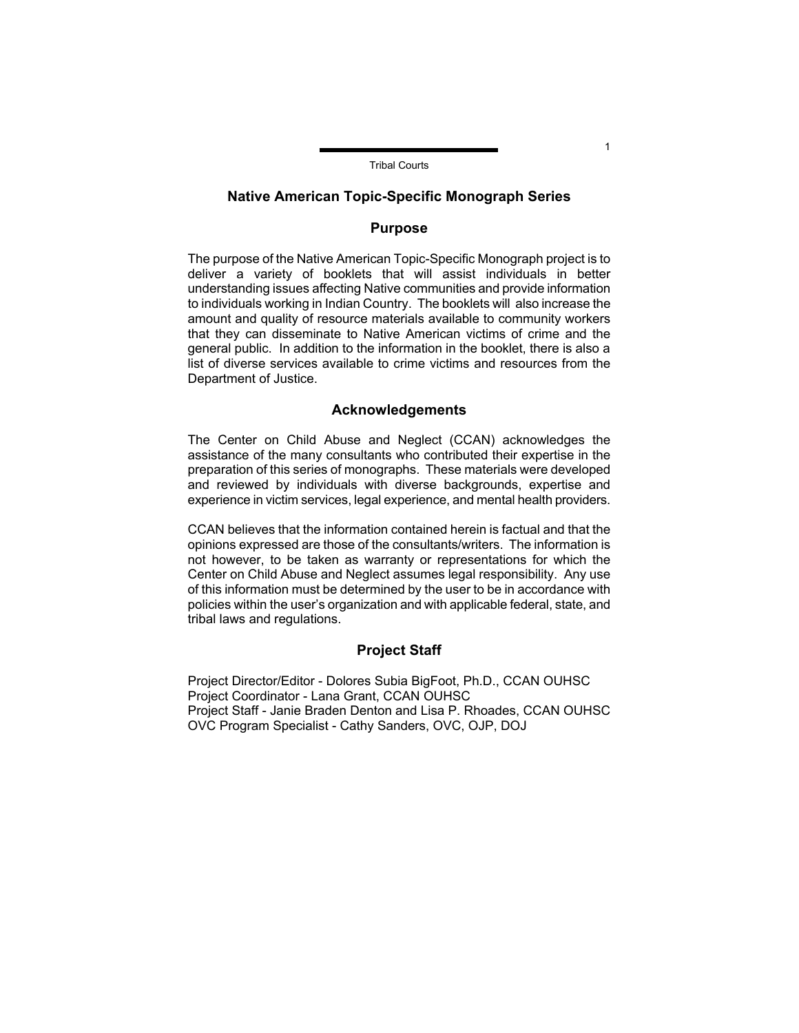## Native American Topic-Specific Monograph Series

### Purpose

The purpose of the Native American Topic-Specific Monograph project is to deliver a variety of booklets that will assist individuals in better understanding issues affecting Native communities and provide information to individuals working in Indian Country. The booklets will also increase the amount and quality of resource materials available to community workers that they can disseminate to Native American victims of crime and the general public. In addition to the information in the booklet, there is also a list of diverse services available to crime victims and resources from the Department of Justice.

### Acknowledgements

The Center on Child Abuse and Neglect (CCAN) acknowledges the assistance of the many consultants who contributed their expertise in the preparation of this series of monographs. These materials were developed and reviewed by individuals with diverse backgrounds, expertise and experience in victim services, legal experience, and mental health providers.

CCAN believes that the information contained herein is factual and that the opinions expressed are those of the consultants/writers. The information is not however, to be taken as warranty or representations for which the Center on Child Abuse and Neglect assumes legal responsibility. Any use of this information must be determined by the user to be in accordance with policies within the user's organization and with applicable federal, state, and tribal laws and regulations.

### Project Staff

Project Director/Editor - Dolores Subia BigFoot, Ph.D., CCAN OUHSC
Project Coordinator - Lana Grant, CCAN OUHSC
Project Staff - Janie Braden Denton and Lisa P. Rhoades, CCAN OUHSC
OVC Program Specialist - Cathy Sanders, OVC, OJP, DOJ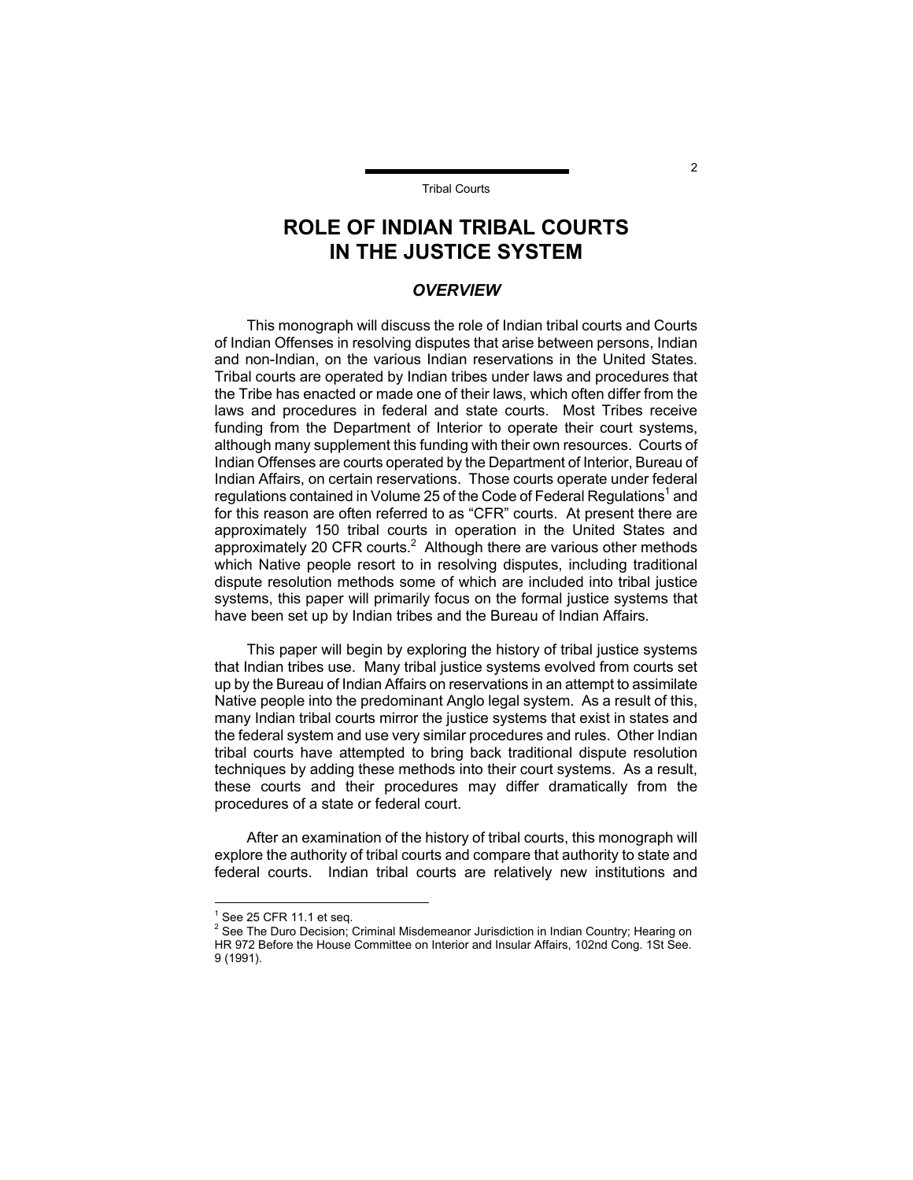# ROLE OF INDIAN TRIBAL COURTS IN THE JUSTICE SYSTEM

## *OVERVIEW*

This monograph will discuss the role of Indian tribal courts and Courts of Indian Offenses in resolving disputes that arise between persons, Indian and non-Indian, on the various Indian reservations in the United States. Tribal courts are operated by Indian tribes under laws and procedures that the Tribe has enacted or made one of their laws, which often differ from the laws and procedures in federal and state courts. Most Tribes receive funding from the Department of Interior to operate their court systems, although many supplement this funding with their own resources. Courts of Indian Offenses are courts operated by the Department of Interior, Bureau of Indian Affairs, on certain reservations. Those courts operate under federal regulations contained in Volume 25 of the Code of Federal Regulations[1] and for this reason are often referred to as "CFR" courts. At present there are approximately 150 tribal courts in operation in the United States and approximately 20 CFR courts.[2] Although there are various other methods which Native people resort to in resolving disputes, including traditional dispute resolution methods some of which are included into tribal justice systems, this paper will primarily focus on the formal justice systems that have been set up by Indian tribes and the Bureau of Indian Affairs.

This paper will begin by exploring the history of tribal justice systems that Indian tribes use. Many tribal justice systems evolved from courts set up by the Bureau of Indian Affairs on reservations in an attempt to assimilate Native people into the predominant Anglo legal system. As a result of this, many Indian tribal courts mirror the justice systems that exist in states and the federal system and use very similar procedures and rules. Other Indian tribal courts have attempted to bring back traditional dispute resolution techniques by adding these methods into their court systems. As a result, these courts and their procedures may differ dramatically from the procedures of a state or federal court.

After an examination of the history of tribal courts, this monograph will explore the authority of tribal courts and compare that authority to state and federal courts. Indian tribal courts are relatively new institutions and

---

[1] See 25 CFR 11.1 et seq.

[2] See The Duro Decision; Criminal Misdemeanor Jurisdiction in Indian Country; Hearing on HR 972 Before the House Committee on Interior and Insular Affairs, 102nd Cong. 1St See. 9 (1991).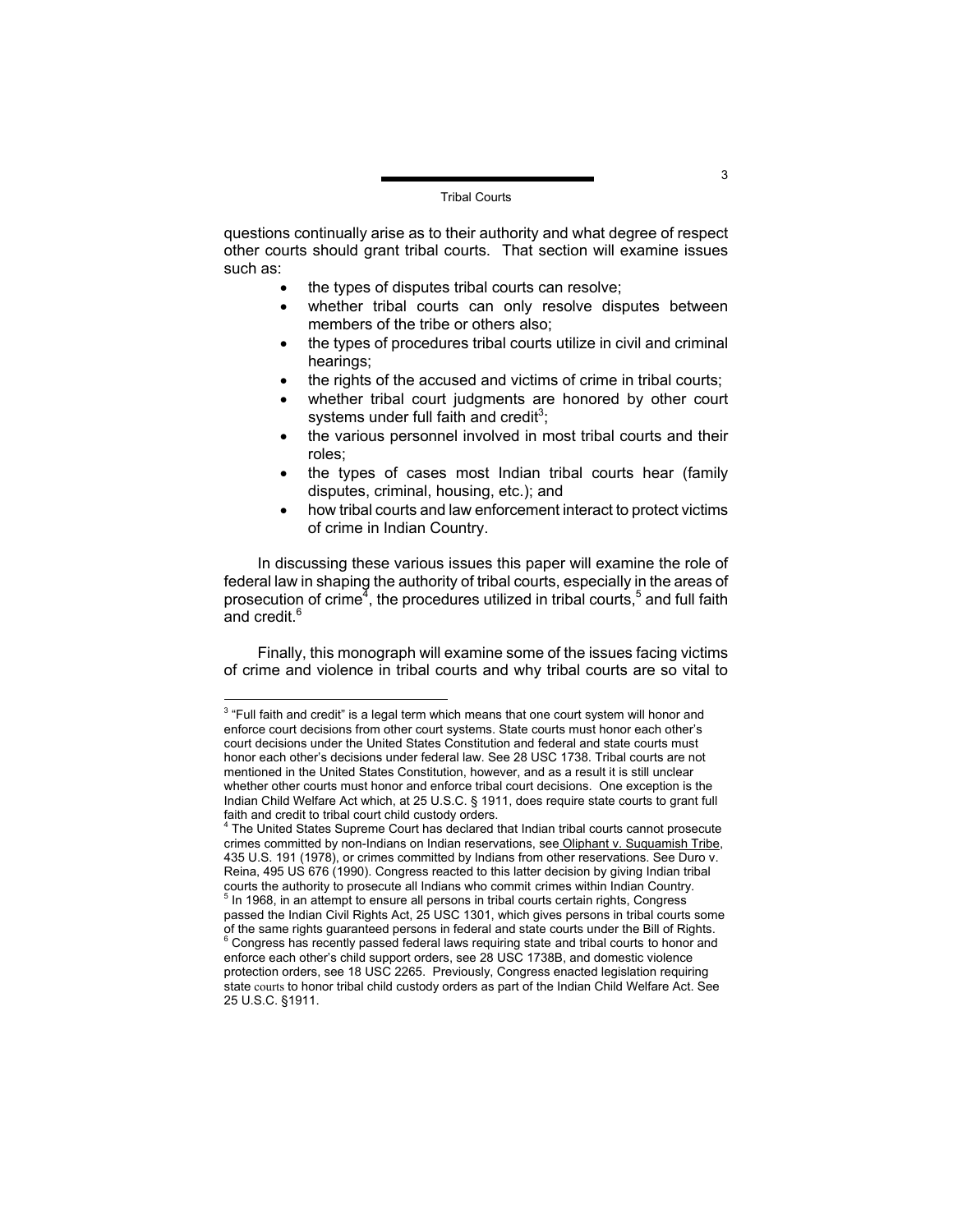questions continually arise as to their authority and what degree of respect other courts should grant tribal courts. That section will examine issues such as:

- the types of disputes tribal courts can resolve;
- whether tribal courts can only resolve disputes between members of the tribe or others also;
- the types of procedures tribal courts utilize in civil and criminal hearings;
- the rights of the accused and victims of crime in tribal courts;
- whether tribal court judgments are honored by other court systems under full faith and credit[3];
- the various personnel involved in most tribal courts and their roles;
- the types of cases most Indian tribal courts hear (family disputes, criminal, housing, etc.); and
- how tribal courts and law enforcement interact to protect victims of crime in Indian Country.

In discussing these various issues this paper will examine the role of federal law in shaping the authority of tribal courts, especially in the areas of prosecution of crime[4], the procedures utilized in tribal courts,[5] and full faith and credit.[6]

Finally, this monograph will examine some of the issues facing victims of crime and violence in tribal courts and why tribal courts are so vital to

---

[3] "Full faith and credit" is a legal term which means that one court system will honor and enforce court decisions from other court systems. State courts must honor each other's court decisions under the United States Constitution and federal and state courts must honor each other's decisions under federal law. See 28 USC 1738. Tribal courts are not mentioned in the United States Constitution, however, and as a result it is still unclear whether other courts must honor and enforce tribal court decisions. One exception is the Indian Child Welfare Act which, at 25 U.S.C. § 1911, does require state courts to grant full faith and credit to tribal court child custody orders.

[4] The United States Supreme Court has declared that Indian tribal courts cannot prosecute crimes committed by non-Indians on Indian reservations, see Oliphant v. Suquamish Tribe, 435 U.S. 191 (1978), or crimes committed by Indians from other reservations. See Duro v. Reina, 495 US 676 (1990). Congress reacted to this latter decision by giving Indian tribal courts the authority to prosecute all Indians who commit crimes within Indian Country.

[5] In 1968, in an attempt to ensure all persons in tribal courts certain rights, Congress passed the Indian Civil Rights Act, 25 USC 1301, which gives persons in tribal courts some of the same rights guaranteed persons in federal and state courts under the Bill of Rights.

[6] Congress has recently passed federal laws requiring state and tribal courts to honor and enforce each other's child support orders, see 28 USC 1738B, and domestic violence protection orders, see 18 USC 2265. Previously, Congress enacted legislation requiring state courts to honor tribal child custody orders as part of the Indian Child Welfare Act. See 25 U.S.C. §1911.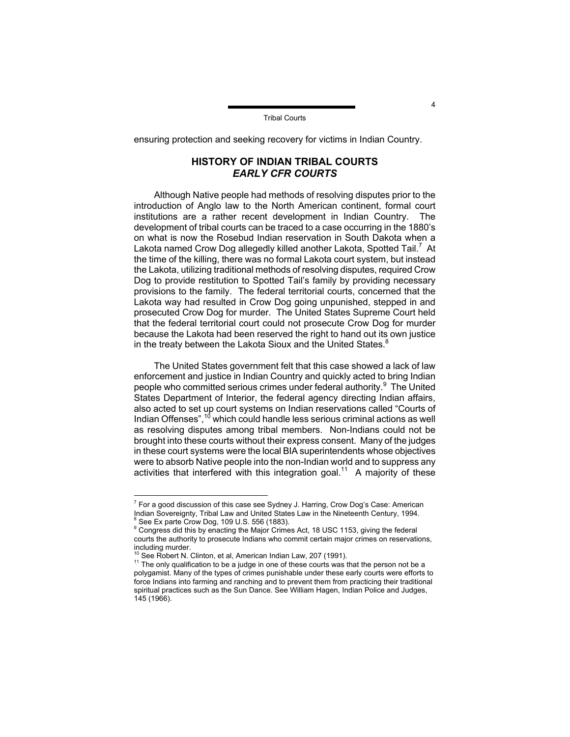ensuring protection and seeking recovery for victims in Indian Country.

## HISTORY OF INDIAN TRIBAL COURTS
### *EARLY CFR COURTS*

Although Native people had methods of resolving disputes prior to the introduction of Anglo law to the North American continent, formal court institutions are a rather recent development in Indian Country. The development of tribal courts can be traced to a case occurring in the 1880's on what is now the Rosebud Indian reservation in South Dakota when a Lakota named Crow Dog allegedly killed another Lakota, Spotted Tail.[7] At the time of the killing, there was no formal Lakota court system, but instead the Lakota, utilizing traditional methods of resolving disputes, required Crow Dog to provide restitution to Spotted Tail's family by providing necessary provisions to the family. The federal territorial courts, concerned that the Lakota way had resulted in Crow Dog going unpunished, stepped in and prosecuted Crow Dog for murder. The United States Supreme Court held that the federal territorial court could not prosecute Crow Dog for murder because the Lakota had been reserved the right to hand out its own justice in the treaty between the Lakota Sioux and the United States.[8]

The United States government felt that this case showed a lack of law enforcement and justice in Indian Country and quickly acted to bring Indian people who committed serious crimes under federal authority.[9] The United States Department of Interior, the federal agency directing Indian affairs, also acted to set up court systems on Indian reservations called "Courts of Indian Offenses",[10] which could handle less serious criminal actions as well as resolving disputes among tribal members. Non-Indians could not be brought into these courts without their express consent. Many of the judges in these court systems were the local BIA superintendents whose objectives were to absorb Native people into the non-Indian world and to suppress any activities that interfered with this integration goal.[11] A majority of these

---

[7] For a good discussion of this case see Sydney J. Harring, Crow Dog's Case: American Indian Sovereignty, Tribal Law and United States Law in the Nineteenth Century, 1994.

[8] See Ex parte Crow Dog, 109 U.S. 556 (1883).

[9] Congress did this by enacting the Major Crimes Act, 18 USC 1153, giving the federal courts the authority to prosecute Indians who commit certain major crimes on reservations, including murder.

[10] See Robert N. Clinton, et al, American Indian Law, 207 (1991).

[11] The only qualification to be a judge in one of these courts was that the person not be a polygamist. Many of the types of crimes punishable under these early courts were efforts to force Indians into farming and ranching and to prevent them from practicing their traditional spiritual practices such as the Sun Dance. See William Hagen, Indian Police and Judges, 145 (1966).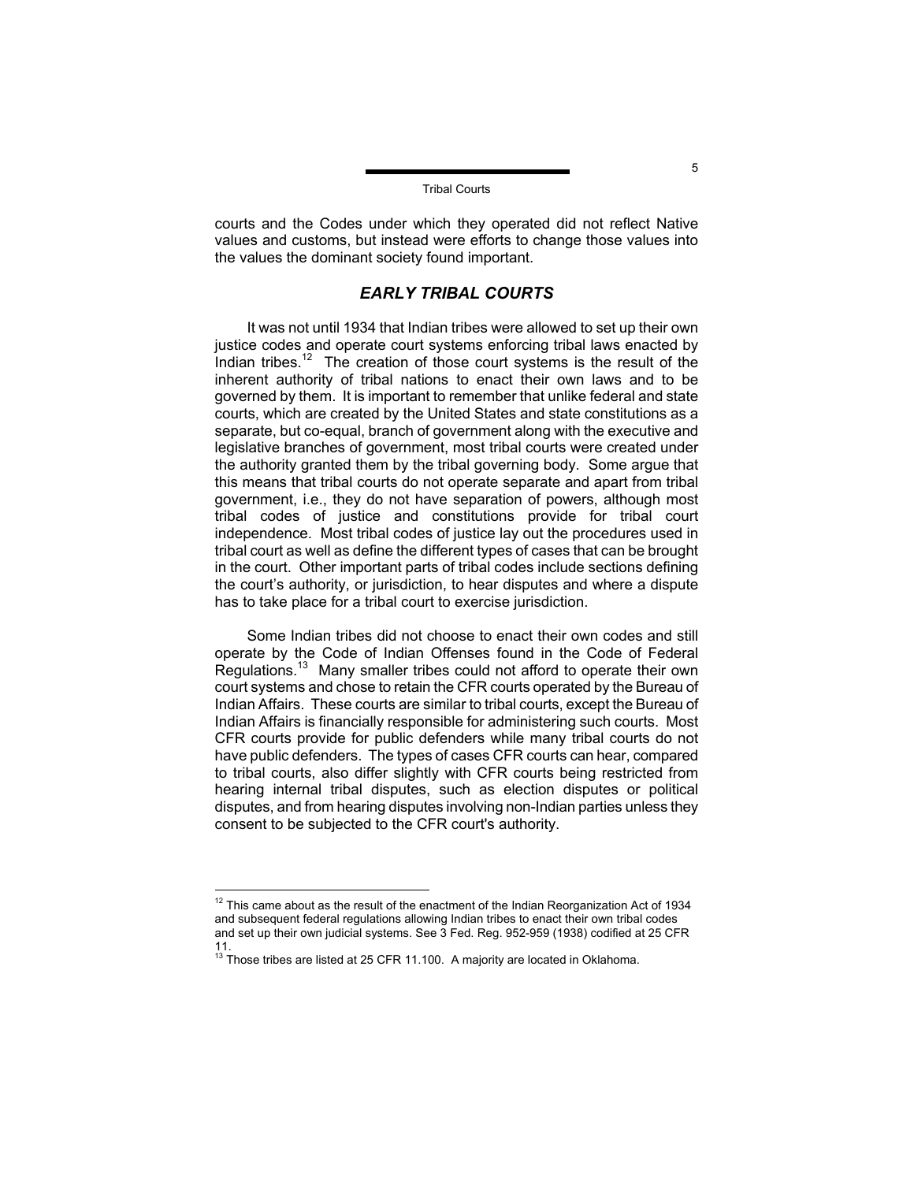courts and the Codes under which they operated did not reflect Native values and customs, but instead were efforts to change those values into the values the dominant society found important.

## *EARLY TRIBAL COURTS*

It was not until 1934 that Indian tribes were allowed to set up their own justice codes and operate court systems enforcing tribal laws enacted by Indian tribes.[12] The creation of those court systems is the result of the inherent authority of tribal nations to enact their own laws and to be governed by them. It is important to remember that unlike federal and state courts, which are created by the United States and state constitutions as a separate, but co-equal, branch of government along with the executive and legislative branches of government, most tribal courts were created under the authority granted them by the tribal governing body. Some argue that this means that tribal courts do not operate separate and apart from tribal government, i.e., they do not have separation of powers, although most tribal codes of justice and constitutions provide for tribal court independence. Most tribal codes of justice lay out the procedures used in tribal court as well as define the different types of cases that can be brought in the court. Other important parts of tribal codes include sections defining the court's authority, or jurisdiction, to hear disputes and where a dispute has to take place for a tribal court to exercise jurisdiction.

Some Indian tribes did not choose to enact their own codes and still operate by the Code of Indian Offenses found in the Code of Federal Regulations.[13] Many smaller tribes could not afford to operate their own court systems and chose to retain the CFR courts operated by the Bureau of Indian Affairs. These courts are similar to tribal courts, except the Bureau of Indian Affairs is financially responsible for administering such courts. Most CFR courts provide for public defenders while many tribal courts do not have public defenders. The types of cases CFR courts can hear, compared to tribal courts, also differ slightly with CFR courts being restricted from hearing internal tribal disputes, such as election disputes or political disputes, and from hearing disputes involving non-Indian parties unless they consent to be subjected to the CFR court's authority.

---

[12] This came about as the result of the enactment of the Indian Reorganization Act of 1934 and subsequent federal regulations allowing Indian tribes to enact their own tribal codes and set up their own judicial systems. See 3 Fed. Reg. 952-959 (1938) codified at 25 CFR 11.

[13] Those tribes are listed at 25 CFR 11.100. A majority are located in Oklahoma.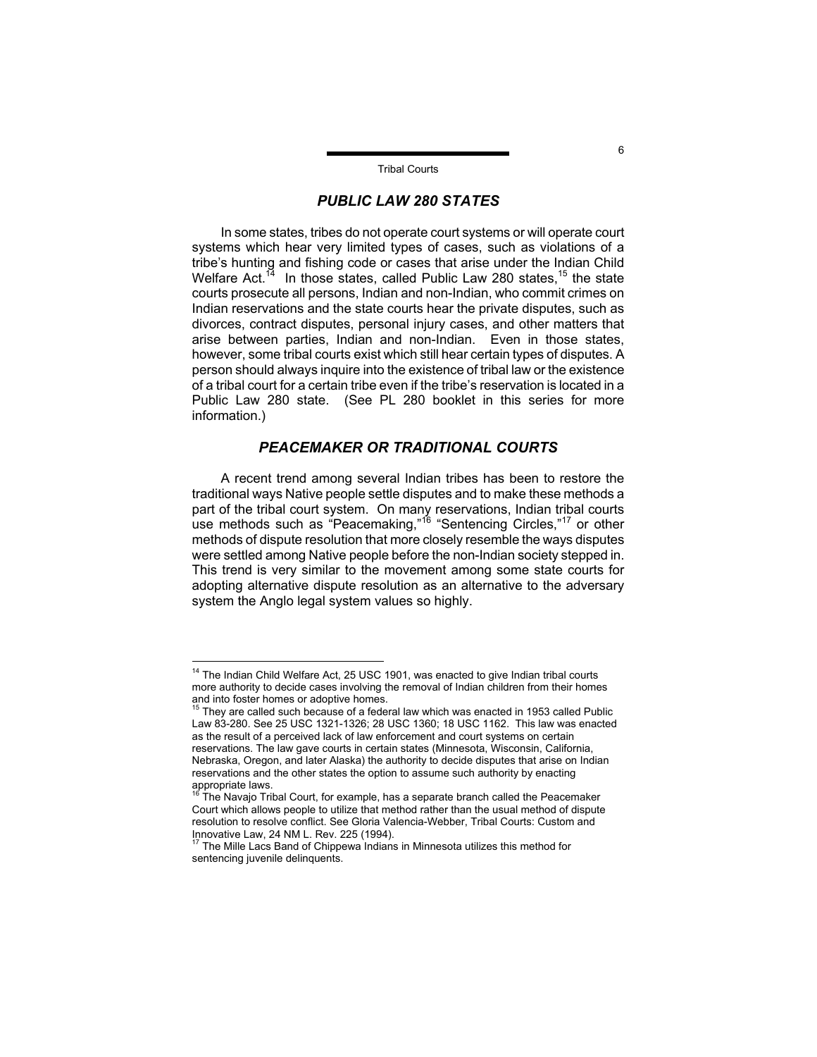## *PUBLIC LAW 280 STATES*

In some states, tribes do not operate court systems or will operate court systems which hear very limited types of cases, such as violations of a tribe's hunting and fishing code or cases that arise under the Indian Child Welfare Act.[14] In those states, called Public Law 280 states,[15] the state courts prosecute all persons, Indian and non-Indian, who commit crimes on Indian reservations and the state courts hear the private disputes, such as divorces, contract disputes, personal injury cases, and other matters that arise between parties, Indian and non-Indian. Even in those states, however, some tribal courts exist which still hear certain types of disputes. A person should always inquire into the existence of tribal law or the existence of a tribal court for a certain tribe even if the tribe's reservation is located in a Public Law 280 state. (See PL 280 booklet in this series for more information.)

## *PEACEMAKER OR TRADITIONAL COURTS*

A recent trend among several Indian tribes has been to restore the traditional ways Native people settle disputes and to make these methods a part of the tribal court system. On many reservations, Indian tribal courts use methods such as "Peacemaking,"[16] "Sentencing Circles,"[17] or other methods of dispute resolution that more closely resemble the ways disputes were settled among Native people before the non-Indian society stepped in. This trend is very similar to the movement among some state courts for adopting alternative dispute resolution as an alternative to the adversary system the Anglo legal system values so highly.

---

[14] The Indian Child Welfare Act, 25 USC 1901, was enacted to give Indian tribal courts more authority to decide cases involving the removal of Indian children from their homes and into foster homes or adoptive homes.

[15] They are called such because of a federal law which was enacted in 1953 called Public Law 83-280. See 25 USC 1321-1326; 28 USC 1360; 18 USC 1162. This law was enacted as the result of a perceived lack of law enforcement and court systems on certain reservations. The law gave courts in certain states (Minnesota, Wisconsin, California, Nebraska, Oregon, and later Alaska) the authority to decide disputes that arise on Indian reservations and the other states the option to assume such authority by enacting appropriate laws.

[16] The Navajo Tribal Court, for example, has a separate branch called the Peacemaker Court which allows people to utilize that method rather than the usual method of dispute resolution to resolve conflict. See Gloria Valencia-Webber, Tribal Courts: Custom and Innovative Law, 24 NM L. Rev. 225 (1994).

[17] The Mille Lacs Band of Chippewa Indians in Minnesota utilizes this method for sentencing juvenile delinquents.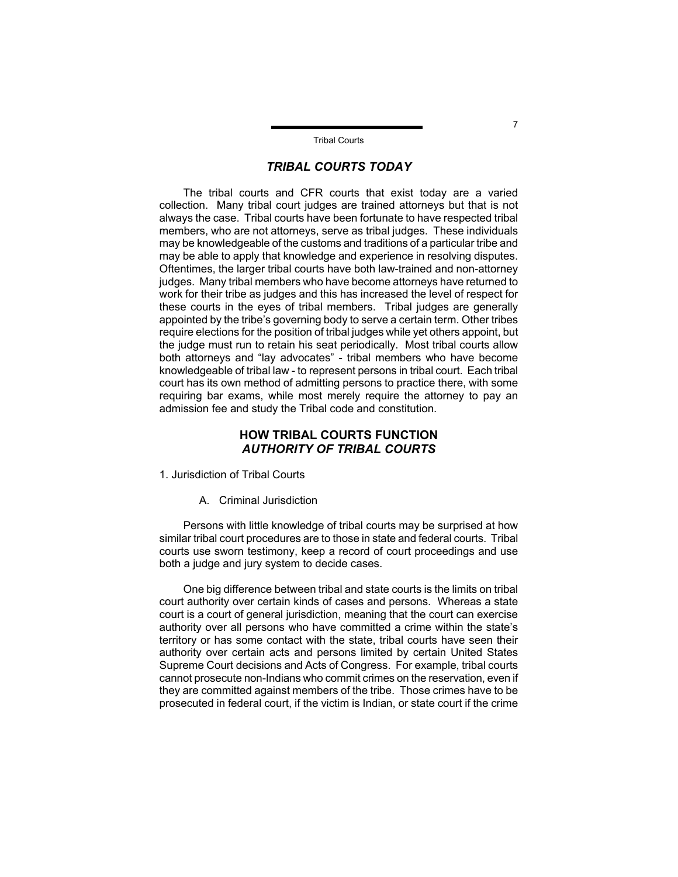## *TRIBAL COURTS TODAY*

The tribal courts and CFR courts that exist today are a varied collection. Many tribal court judges are trained attorneys but that is not always the case. Tribal courts have been fortunate to have respected tribal members, who are not attorneys, serve as tribal judges. These individuals may be knowledgeable of the customs and traditions of a particular tribe and may be able to apply that knowledge and experience in resolving disputes. Oftentimes, the larger tribal courts have both law-trained and non-attorney judges. Many tribal members who have become attorneys have returned to work for their tribe as judges and this has increased the level of respect for these courts in the eyes of tribal members. Tribal judges are generally appointed by the tribe's governing body to serve a certain term. Other tribes require elections for the position of tribal judges while yet others appoint, but the judge must run to retain his seat periodically. Most tribal courts allow both attorneys and "lay advocates" - tribal members who have become knowledgeable of tribal law - to represent persons in tribal court. Each tribal court has its own method of admitting persons to practice there, with some requiring bar exams, while most merely require the attorney to pay an admission fee and study the Tribal code and constitution.

## HOW TRIBAL COURTS FUNCTION
### *AUTHORITY OF TRIBAL COURTS*

1. Jurisdiction of Tribal Courts

A. Criminal Jurisdiction

Persons with little knowledge of tribal courts may be surprised at how similar tribal court procedures are to those in state and federal courts. Tribal courts use sworn testimony, keep a record of court proceedings and use both a judge and jury system to decide cases.

One big difference between tribal and state courts is the limits on tribal court authority over certain kinds of cases and persons. Whereas a state court is a court of general jurisdiction, meaning that the court can exercise authority over all persons who have committed a crime within the state's territory or has some contact with the state, tribal courts have seen their authority over certain acts and persons limited by certain United States Supreme Court decisions and Acts of Congress. For example, tribal courts cannot prosecute non-Indians who commit crimes on the reservation, even if they are committed against members of the tribe. Those crimes have to be prosecuted in federal court, if the victim is Indian, or state court if the crime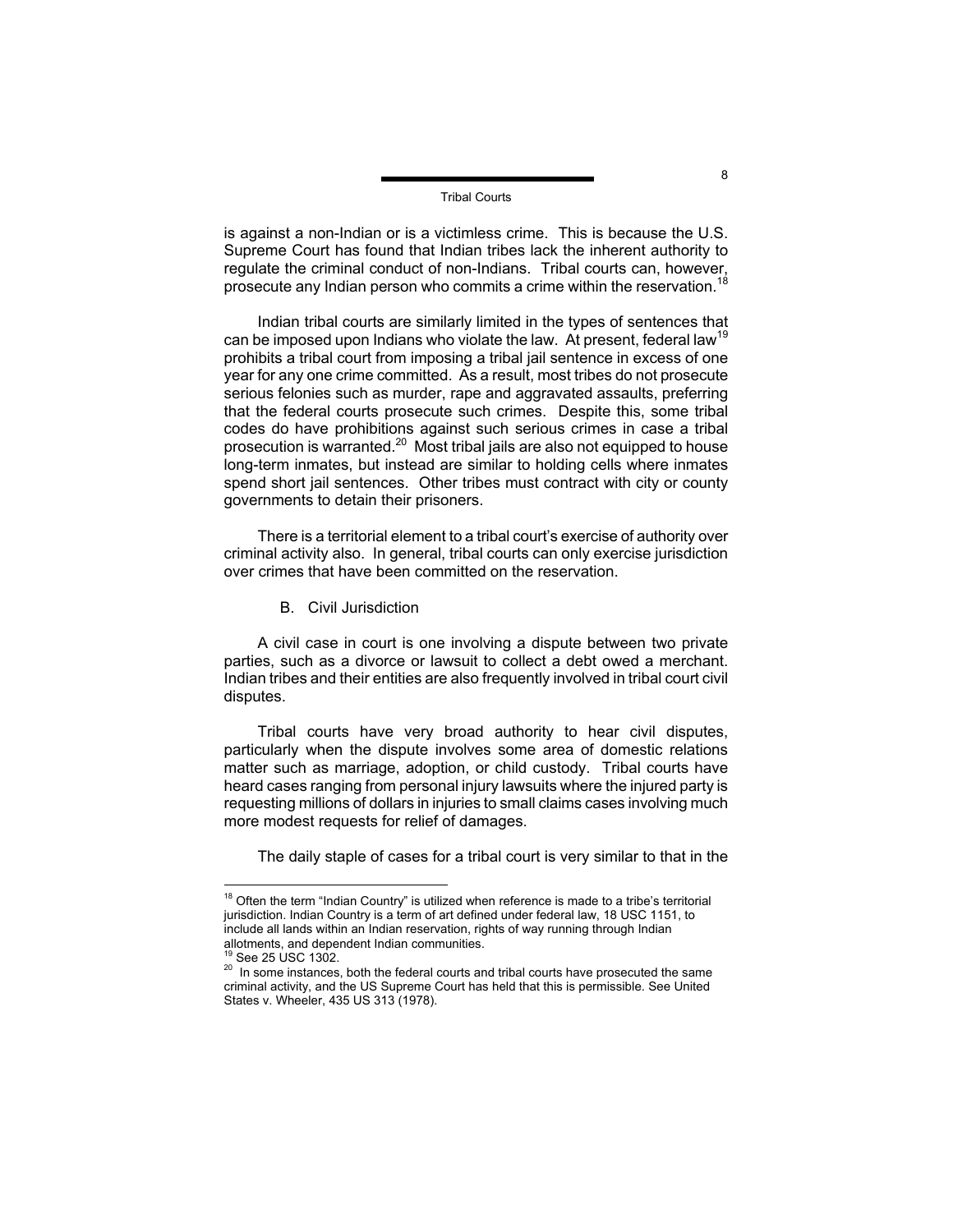is against a non-Indian or is a victimless crime. This is because the U.S. Supreme Court has found that Indian tribes lack the inherent authority to regulate the criminal conduct of non-Indians. Tribal courts can, however, prosecute any Indian person who commits a crime within the reservation.[18]

Indian tribal courts are similarly limited in the types of sentences that can be imposed upon Indians who violate the law. At present, federal law[19] prohibits a tribal court from imposing a tribal jail sentence in excess of one year for any one crime committed. As a result, most tribes do not prosecute serious felonies such as murder, rape and aggravated assaults, preferring that the federal courts prosecute such crimes. Despite this, some tribal codes do have prohibitions against such serious crimes in case a tribal prosecution is warranted.[20] Most tribal jails are also not equipped to house long-term inmates, but instead are similar to holding cells where inmates spend short jail sentences. Other tribes must contract with city or county governments to detain their prisoners.

There is a territorial element to a tribal court's exercise of authority over criminal activity also. In general, tribal courts can only exercise jurisdiction over crimes that have been committed on the reservation.

### B. Civil Jurisdiction

A civil case in court is one involving a dispute between two private parties, such as a divorce or lawsuit to collect a debt owed a merchant. Indian tribes and their entities are also frequently involved in tribal court civil disputes.

Tribal courts have very broad authority to hear civil disputes, particularly when the dispute involves some area of domestic relations matter such as marriage, adoption, or child custody. Tribal courts have heard cases ranging from personal injury lawsuits where the injured party is requesting millions of dollars in injuries to small claims cases involving much more modest requests for relief of damages.

The daily staple of cases for a tribal court is very similar to that in the

---

[18] Often the term "Indian Country" is utilized when reference is made to a tribe's territorial jurisdiction. Indian Country is a term of art defined under federal law, 18 USC 1151, to include all lands within an Indian reservation, rights of way running through Indian allotments, and dependent Indian communities.

[19] See 25 USC 1302.

[20] In some instances, both the federal courts and tribal courts have prosecuted the same criminal activity, and the US Supreme Court has held that this is permissible. See United States v. Wheeler, 435 US 313 (1978).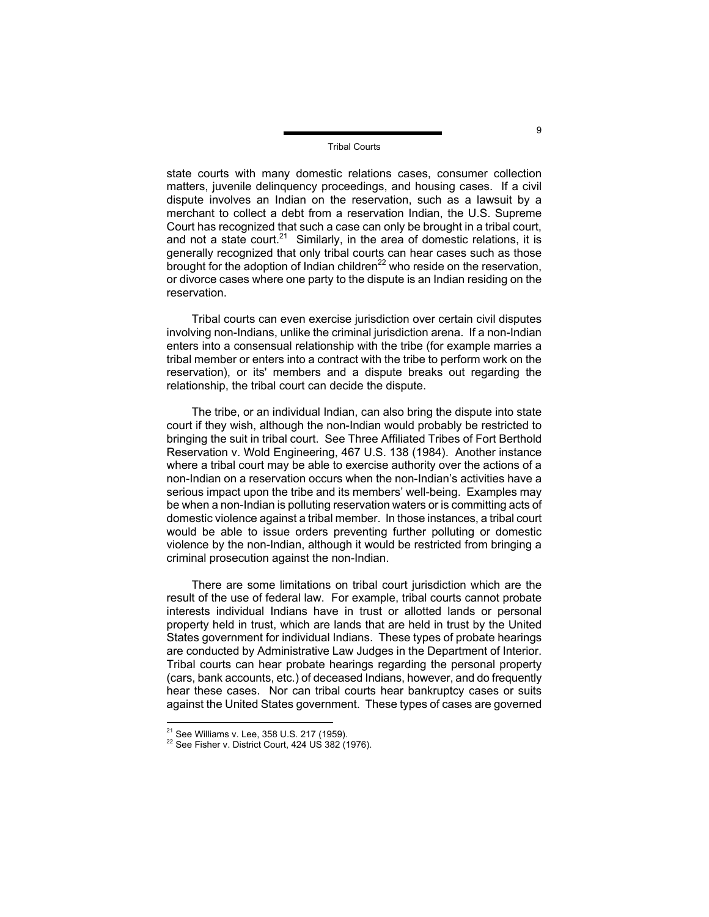state courts with many domestic relations cases, consumer collection matters, juvenile delinquency proceedings, and housing cases. If a civil dispute involves an Indian on the reservation, such as a lawsuit by a merchant to collect a debt from a reservation Indian, the U.S. Supreme Court has recognized that such a case can only be brought in a tribal court, and not a state court.[21] Similarly, in the area of domestic relations, it is generally recognized that only tribal courts can hear cases such as those brought for the adoption of Indian children[22] who reside on the reservation, or divorce cases where one party to the dispute is an Indian residing on the reservation.

Tribal courts can even exercise jurisdiction over certain civil disputes involving non-Indians, unlike the criminal jurisdiction arena. If a non-Indian enters into a consensual relationship with the tribe (for example marries a tribal member or enters into a contract with the tribe to perform work on the reservation), or its' members and a dispute breaks out regarding the relationship, the tribal court can decide the dispute.

The tribe, or an individual Indian, can also bring the dispute into state court if they wish, although the non-Indian would probably be restricted to bringing the suit in tribal court. See Three Affiliated Tribes of Fort Berthold Reservation v. Wold Engineering, 467 U.S. 138 (1984). Another instance where a tribal court may be able to exercise authority over the actions of a non-Indian on a reservation occurs when the non-Indian's activities have a serious impact upon the tribe and its members' well-being. Examples may be when a non-Indian is polluting reservation waters or is committing acts of domestic violence against a tribal member. In those instances, a tribal court would be able to issue orders preventing further polluting or domestic violence by the non-Indian, although it would be restricted from bringing a criminal prosecution against the non-Indian.

There are some limitations on tribal court jurisdiction which are the result of the use of federal law. For example, tribal courts cannot probate interests individual Indians have in trust or allotted lands or personal property held in trust, which are lands that are held in trust by the United States government for individual Indians. These types of probate hearings are conducted by Administrative Law Judges in the Department of Interior. Tribal courts can hear probate hearings regarding the personal property (cars, bank accounts, etc.) of deceased Indians, however, and do frequently hear these cases. Nor can tribal courts hear bankruptcy cases or suits against the United States government. These types of cases are governed

[21] See Williams v. Lee, 358 U.S. 217 (1959).

[22] See Fisher v. District Court, 424 US 382 (1976).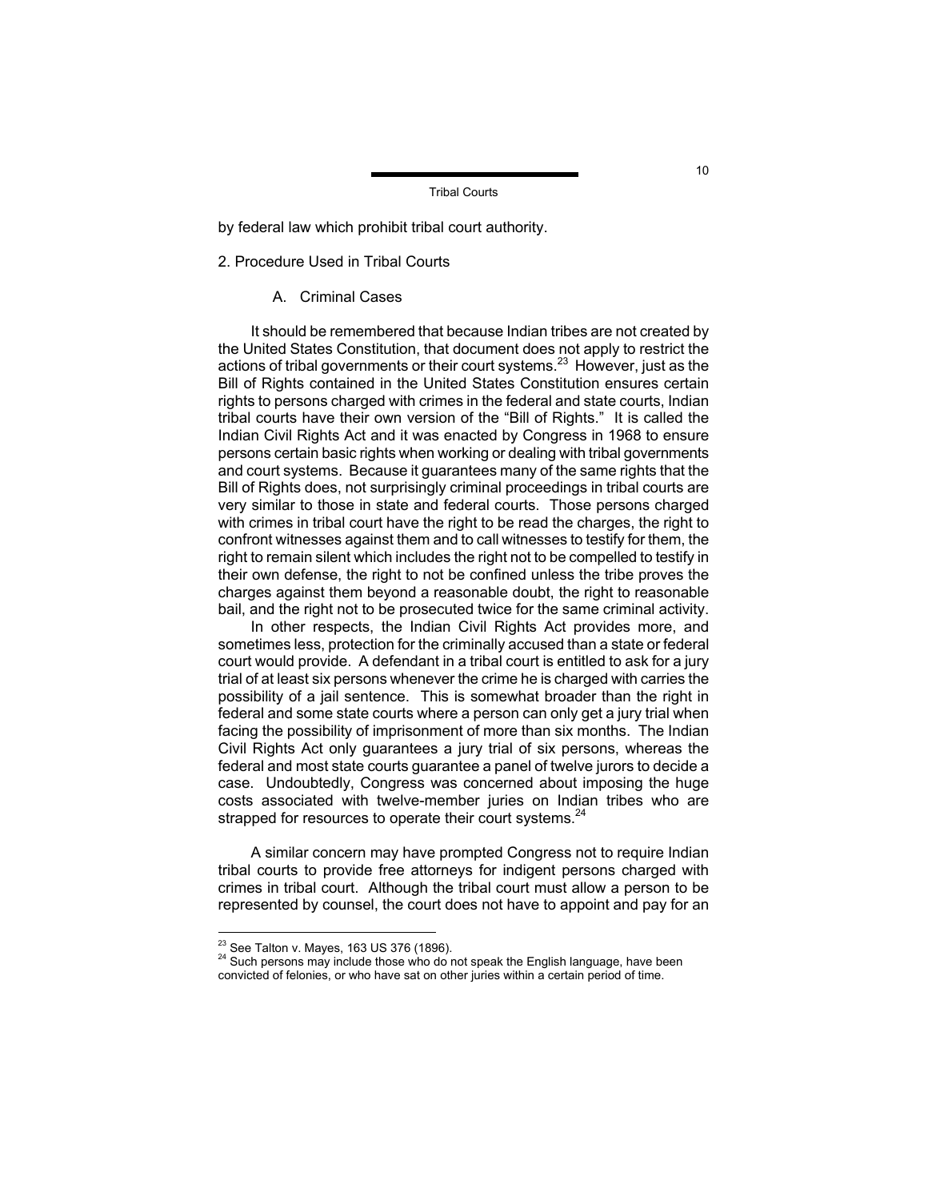by federal law which prohibit tribal court authority.

## 2. Procedure Used in Tribal Courts

### A. Criminal Cases

It should be remembered that because Indian tribes are not created by the United States Constitution, that document does not apply to restrict the actions of tribal governments or their court systems.[23] However, just as the Bill of Rights contained in the United States Constitution ensures certain rights to persons charged with crimes in the federal and state courts, Indian tribal courts have their own version of the "Bill of Rights." It is called the Indian Civil Rights Act and it was enacted by Congress in 1968 to ensure persons certain basic rights when working or dealing with tribal governments and court systems. Because it guarantees many of the same rights that the Bill of Rights does, not surprisingly criminal proceedings in tribal courts are very similar to those in state and federal courts. Those persons charged with crimes in tribal court have the right to be read the charges, the right to confront witnesses against them and to call witnesses to testify for them, the right to remain silent which includes the right not to be compelled to testify in their own defense, the right to not be confined unless the tribe proves the charges against them beyond a reasonable doubt, the right to reasonable bail, and the right not to be prosecuted twice for the same criminal activity.

In other respects, the Indian Civil Rights Act provides more, and sometimes less, protection for the criminally accused than a state or federal court would provide. A defendant in a tribal court is entitled to ask for a jury trial of at least six persons whenever the crime he is charged with carries the possibility of a jail sentence. This is somewhat broader than the right in federal and some state courts where a person can only get a jury trial when facing the possibility of imprisonment of more than six months. The Indian Civil Rights Act only guarantees a jury trial of six persons, whereas the federal and most state courts guarantee a panel of twelve jurors to decide a case. Undoubtedly, Congress was concerned about imposing the huge costs associated with twelve-member juries on Indian tribes who are strapped for resources to operate their court systems.[24]

A similar concern may have prompted Congress not to require Indian tribal courts to provide free attorneys for indigent persons charged with crimes in tribal court. Although the tribal court must allow a person to be represented by counsel, the court does not have to appoint and pay for an

---

[23] See Talton v. Mayes, 163 US 376 (1896).

[24] Such persons may include those who do not speak the English language, have been convicted of felonies, or who have sat on other juries within a certain period of time.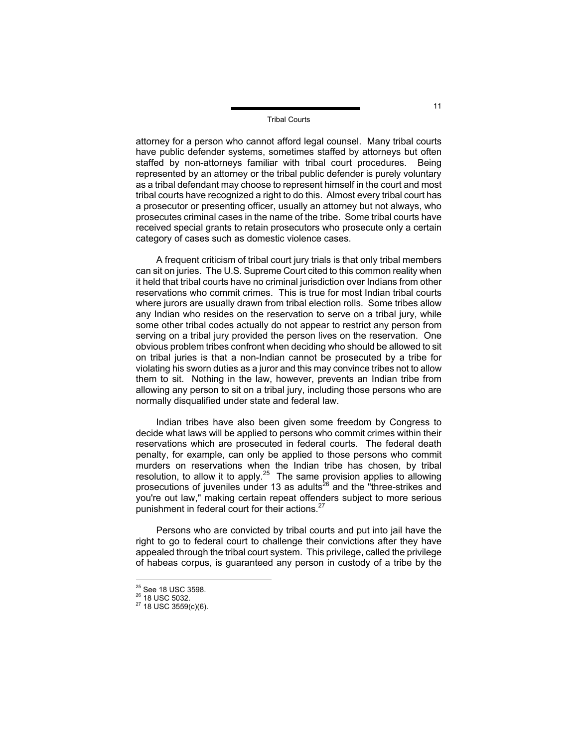attorney for a person who cannot afford legal counsel. Many tribal courts have public defender systems, sometimes staffed by attorneys but often staffed by non-attorneys familiar with tribal court procedures. Being represented by an attorney or the tribal public defender is purely voluntary as a tribal defendant may choose to represent himself in the court and most tribal courts have recognized a right to do this. Almost every tribal court has a prosecutor or presenting officer, usually an attorney but not always, who prosecutes criminal cases in the name of the tribe. Some tribal courts have received special grants to retain prosecutors who prosecute only a certain category of cases such as domestic violence cases.

A frequent criticism of tribal court jury trials is that only tribal members can sit on juries. The U.S. Supreme Court cited to this common reality when it held that tribal courts have no criminal jurisdiction over Indians from other reservations who commit crimes. This is true for most Indian tribal courts where jurors are usually drawn from tribal election rolls. Some tribes allow any Indian who resides on the reservation to serve on a tribal jury, while some other tribal codes actually do not appear to restrict any person from serving on a tribal jury provided the person lives on the reservation. One obvious problem tribes confront when deciding who should be allowed to sit on tribal juries is that a non-Indian cannot be prosecuted by a tribe for violating his sworn duties as a juror and this may convince tribes not to allow them to sit. Nothing in the law, however, prevents an Indian tribe from allowing any person to sit on a tribal jury, including those persons who are normally disqualified under state and federal law.

Indian tribes have also been given some freedom by Congress to decide what laws will be applied to persons who commit crimes within their reservations which are prosecuted in federal courts. The federal death penalty, for example, can only be applied to those persons who commit murders on reservations when the Indian tribe has chosen, by tribal resolution, to allow it to apply.[25] The same provision applies to allowing prosecutions of juveniles under 13 as adults[26] and the "three-strikes and you're out law," making certain repeat offenders subject to more serious punishment in federal court for their actions.[27]

Persons who are convicted by tribal courts and put into jail have the right to go to federal court to challenge their convictions after they have appealed through the tribal court system. This privilege, called the privilege of habeas corpus, is guaranteed any person in custody of a tribe by the

---

[25] See 18 USC 3598.
[26] 18 USC 5032.
[27] 18 USC 3559(c)(6).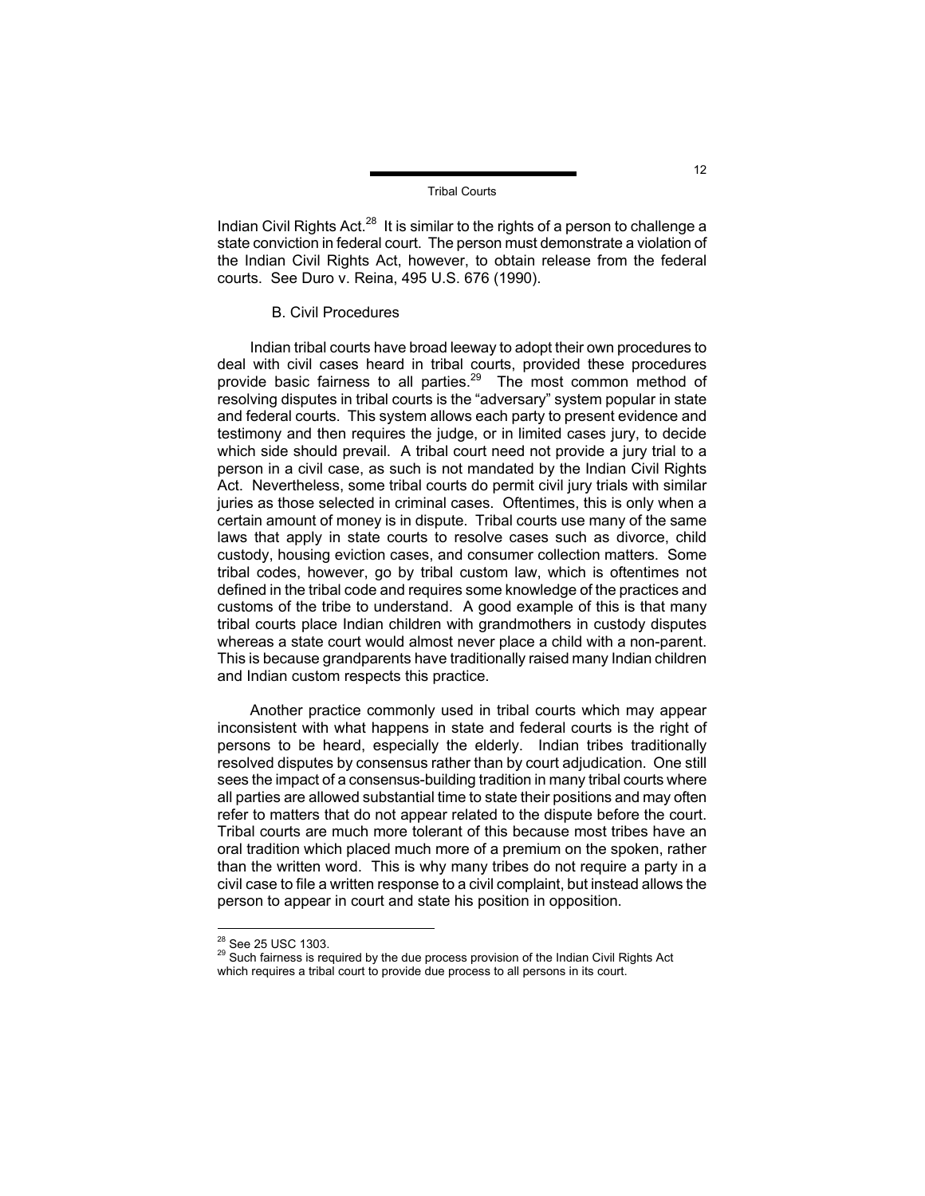Indian Civil Rights Act.[28] It is similar to the rights of a person to challenge a state conviction in federal court. The person must demonstrate a violation of the Indian Civil Rights Act, however, to obtain release from the federal courts. See Duro v. Reina, 495 U.S. 676 (1990).

### B. Civil Procedures

Indian tribal courts have broad leeway to adopt their own procedures to deal with civil cases heard in tribal courts, provided these procedures provide basic fairness to all parties.[29] The most common method of resolving disputes in tribal courts is the "adversary" system popular in state and federal courts. This system allows each party to present evidence and testimony and then requires the judge, or in limited cases jury, to decide which side should prevail. A tribal court need not provide a jury trial to a person in a civil case, as such is not mandated by the Indian Civil Rights Act. Nevertheless, some tribal courts do permit civil jury trials with similar juries as those selected in criminal cases. Oftentimes, this is only when a certain amount of money is in dispute. Tribal courts use many of the same laws that apply in state courts to resolve cases such as divorce, child custody, housing eviction cases, and consumer collection matters. Some tribal codes, however, go by tribal custom law, which is oftentimes not defined in the tribal code and requires some knowledge of the practices and customs of the tribe to understand. A good example of this is that many tribal courts place Indian children with grandmothers in custody disputes whereas a state court would almost never place a child with a non-parent. This is because grandparents have traditionally raised many Indian children and Indian custom respects this practice.

Another practice commonly used in tribal courts which may appear inconsistent with what happens in state and federal courts is the right of persons to be heard, especially the elderly. Indian tribes traditionally resolved disputes by consensus rather than by court adjudication. One still sees the impact of a consensus-building tradition in many tribal courts where all parties are allowed substantial time to state their positions and may often refer to matters that do not appear related to the dispute before the court. Tribal courts are much more tolerant of this because most tribes have an oral tradition which placed much more of a premium on the spoken, rather than the written word. This is why many tribes do not require a party in a civil case to file a written response to a civil complaint, but instead allows the person to appear in court and state his position in opposition.

---

[28] See 25 USC 1303.

[29] Such fairness is required by the due process provision of the Indian Civil Rights Act which requires a tribal court to provide due process to all persons in its court.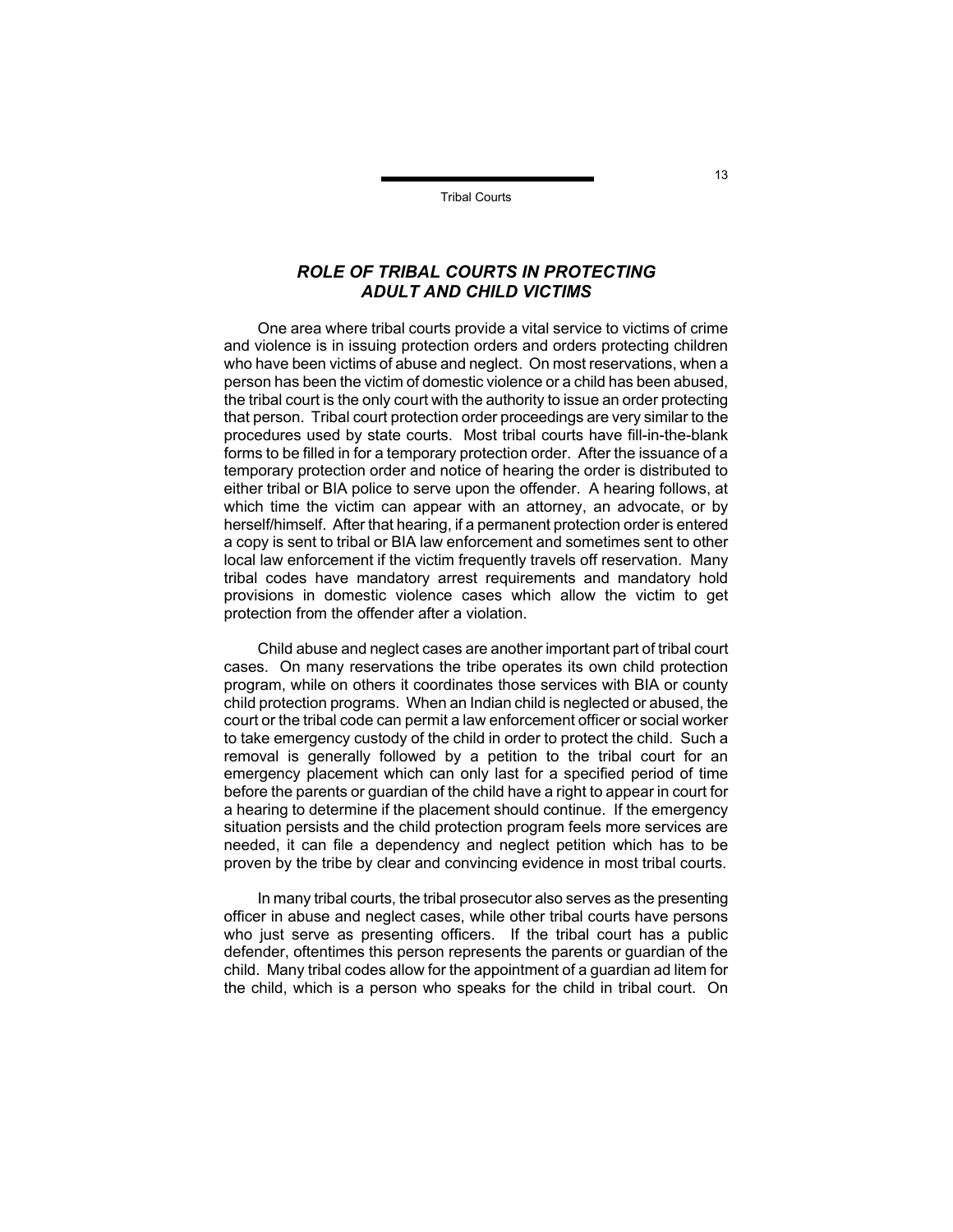## *ROLE OF TRIBAL COURTS IN PROTECTING ADULT AND CHILD VICTIMS*

One area where tribal courts provide a vital service to victims of crime and violence is in issuing protection orders and orders protecting children who have been victims of abuse and neglect. On most reservations, when a person has been the victim of domestic violence or a child has been abused, the tribal court is the only court with the authority to issue an order protecting that person. Tribal court protection order proceedings are very similar to the procedures used by state courts. Most tribal courts have fill-in-the-blank forms to be filled in for a temporary protection order. After the issuance of a temporary protection order and notice of hearing the order is distributed to either tribal or BIA police to serve upon the offender. A hearing follows, at which time the victim can appear with an attorney, an advocate, or by herself/himself. After that hearing, if a permanent protection order is entered a copy is sent to tribal or BIA law enforcement and sometimes sent to other local law enforcement if the victim frequently travels off reservation. Many tribal codes have mandatory arrest requirements and mandatory hold provisions in domestic violence cases which allow the victim to get protection from the offender after a violation.

Child abuse and neglect cases are another important part of tribal court cases. On many reservations the tribe operates its own child protection program, while on others it coordinates those services with BIA or county child protection programs. When an Indian child is neglected or abused, the court or the tribal code can permit a law enforcement officer or social worker to take emergency custody of the child in order to protect the child. Such a removal is generally followed by a petition to the tribal court for an emergency placement which can only last for a specified period of time before the parents or guardian of the child have a right to appear in court for a hearing to determine if the placement should continue. If the emergency situation persists and the child protection program feels more services are needed, it can file a dependency and neglect petition which has to be proven by the tribe by clear and convincing evidence in most tribal courts.

In many tribal courts, the tribal prosecutor also serves as the presenting officer in abuse and neglect cases, while other tribal courts have persons who just serve as presenting officers. If the tribal court has a public defender, oftentimes this person represents the parents or guardian of the child. Many tribal codes allow for the appointment of a guardian ad litem for the child, which is a person who speaks for the child in tribal court. On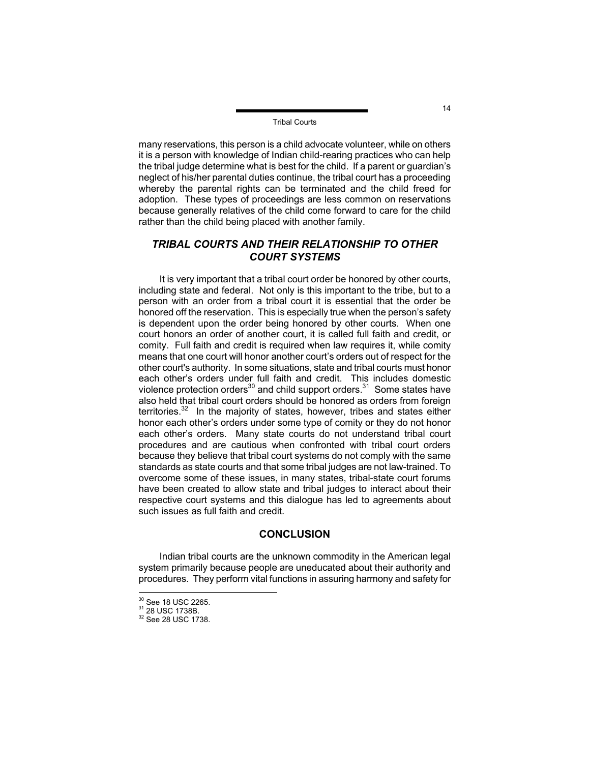many reservations, this person is a child advocate volunteer, while on others it is a person with knowledge of Indian child-rearing practices who can help the tribal judge determine what is best for the child. If a parent or guardian's neglect of his/her parental duties continue, the tribal court has a proceeding whereby the parental rights can be terminated and the child freed for adoption. These types of proceedings are less common on reservations because generally relatives of the child come forward to care for the child rather than the child being placed with another family.

## *TRIBAL COURTS AND THEIR RELATIONSHIP TO OTHER COURT SYSTEMS*

It is very important that a tribal court order be honored by other courts, including state and federal. Not only is this important to the tribe, but to a person with an order from a tribal court it is essential that the order be honored off the reservation. This is especially true when the person's safety is dependent upon the order being honored by other courts. When one court honors an order of another court, it is called full faith and credit, or comity. Full faith and credit is required when law requires it, while comity means that one court will honor another court's orders out of respect for the other court's authority. In some situations, state and tribal courts must honor each other's orders under full faith and credit. This includes domestic violence protection orders[30] and child support orders.[31] Some states have also held that tribal court orders should be honored as orders from foreign territories.[32] In the majority of states, however, tribes and states either honor each other's orders under some type of comity or they do not honor each other's orders. Many state courts do not understand tribal court procedures and are cautious when confronted with tribal court orders because they believe that tribal court systems do not comply with the same standards as state courts and that some tribal judges are not law-trained. To overcome some of these issues, in many states, tribal-state court forums have been created to allow state and tribal judges to interact about their respective court systems and this dialogue has led to agreements about such issues as full faith and credit.

## CONCLUSION

Indian tribal courts are the unknown commodity in the American legal system primarily because people are uneducated about their authority and procedures. They perform vital functions in assuring harmony and safety for

---

[30] See 18 USC 2265.
[31] 28 USC 1738B.
[32] See 28 USC 1738.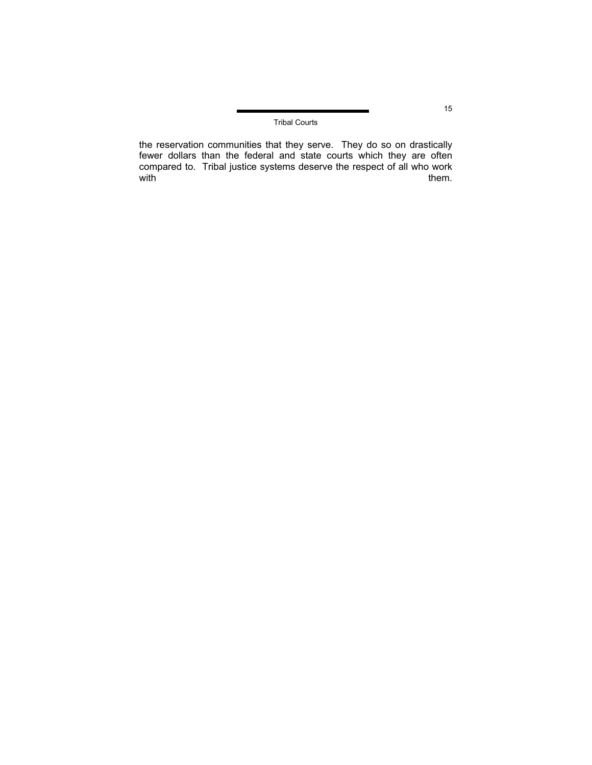the reservation communities that they serve. They do so on drastically fewer dollars than the federal and state courts which they are often compared to. Tribal justice systems deserve the respect of all who work with them.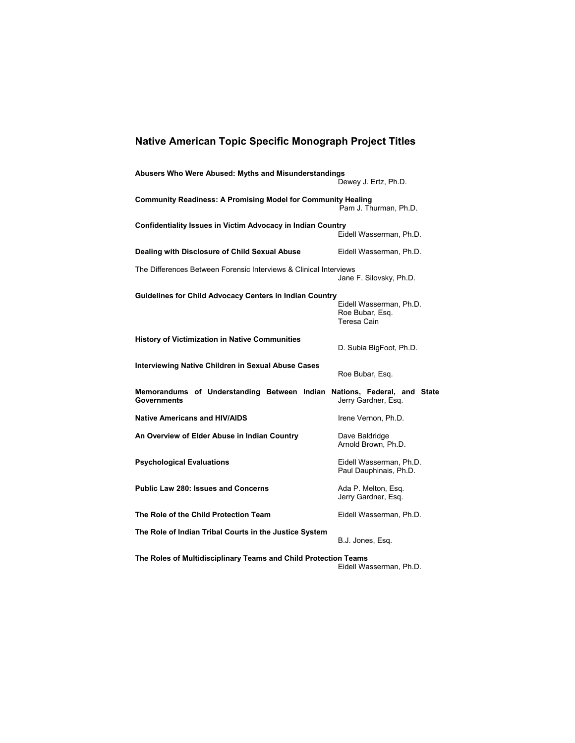## Native American Topic Specific Monograph Project Titles

**Abusers Who Were Abused: Myths and Misunderstandings**
Dewey J. Ertz, Ph.D.

**Community Readiness: A Promising Model for Community Healing**
Pam J. Thurman, Ph.D.

**Confidentiality Issues in Victim Advocacy in Indian Country**
Eidell Wasserman, Ph.D.

**Dealing with Disclosure of Child Sexual Abuse**
Eidell Wasserman, Ph.D.

The Differences Between Forensic Interviews & Clinical Interviews
Jane F. Silovsky, Ph.D.

**Guidelines for Child Advocacy Centers in Indian Country**
Eidell Wasserman, Ph.D.
Roe Bubar, Esq.
Teresa Cain

**History of Victimization in Native Communities**
D. Subia BigFoot, Ph.D.

**Interviewing Native Children in Sexual Abuse Cases**
Roe Bubar, Esq.

**Memorandums of Understanding Between Indian Nations, Federal, and State Governments**
Jerry Gardner, Esq.

**Native Americans and HIV/AIDS**
Irene Vernon, Ph.D.

**An Overview of Elder Abuse in Indian Country**
Dave Baldridge
Arnold Brown, Ph.D.

**Psychological Evaluations**
Eidell Wasserman, Ph.D.
Paul Dauphinais, Ph.D.

**Public Law 280: Issues and Concerns**
Ada P. Melton, Esq.
Jerry Gardner, Esq.

**The Role of the Child Protection Team**
Eidell Wasserman, Ph.D.

**The Role of Indian Tribal Courts in the Justice System**
B.J. Jones, Esq.

**The Roles of Multidisciplinary Teams and Child Protection Teams**
Eidell Wasserman, Ph.D.